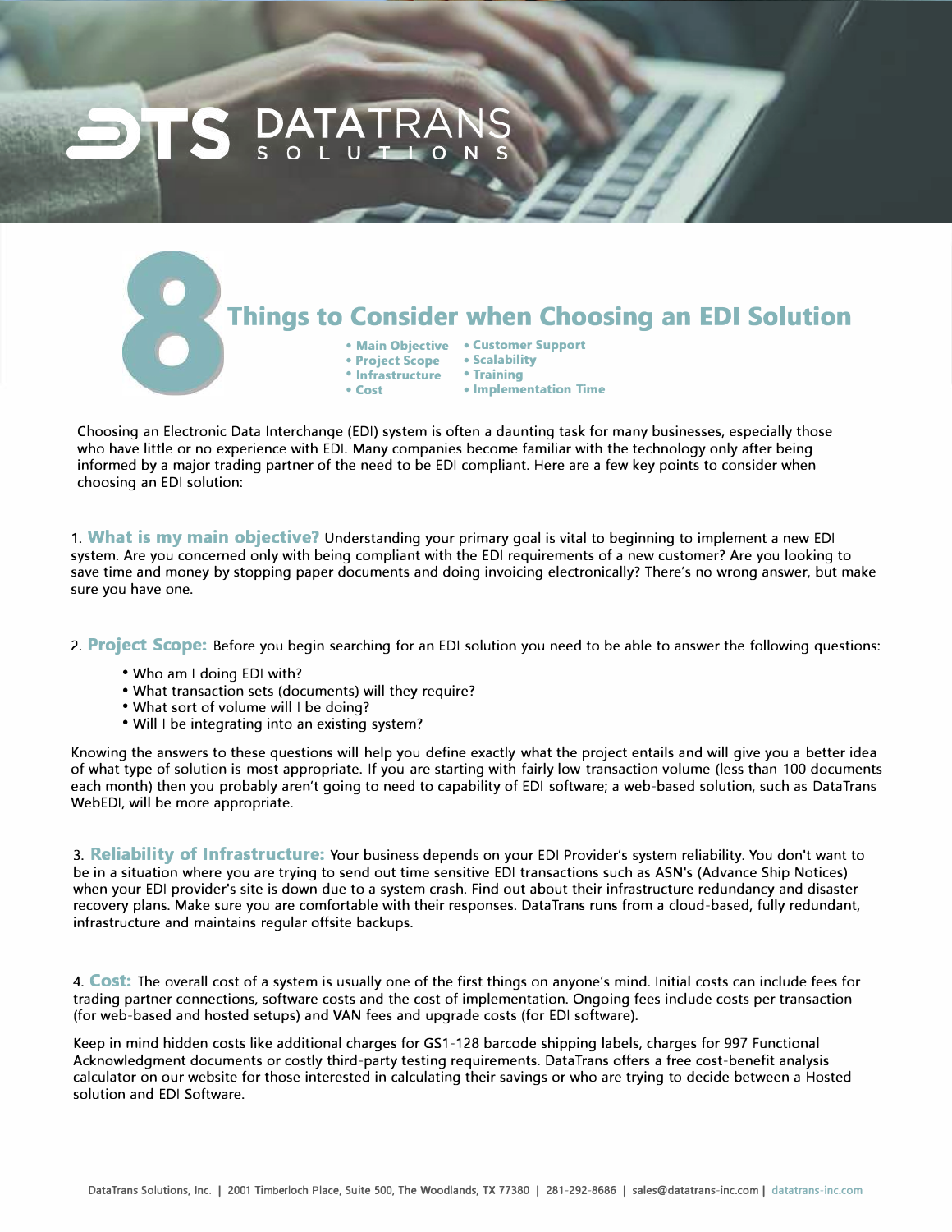DTS DATATRANS SOLUTIONS

# 8 Things to Consider when Choosing an EDI Solution

- Main Objective
- Project Scope
- Infrastructure
- Cost
- Customer Support
- Scalability
- Training
- Implementation Time

Choosing an Electronic Data Interchange (EDI) system is often a daunting task for many businesses, especially those who have little or no experience with EDI. Many companies become familiar with the technology only after being informed by a major trading partner of the need to be EDI compliant. Here are a few key points to consider when choosing an EDI solution:

1. **What is my main objective?** Understanding your primary goal is vital to beginning to implement a new EDI system. Are you concerned only with being compliant with the EDI requirements of a new customer? Are you looking to save time and money by stopping paper documents and doing invoicing electronically? There's no wrong answer, but make sure you have one.

2. **Project Scope:** Before you begin searching for an EDI solution you need to be able to answer the following questions:

- Who am I doing EDI with?
- What transaction sets (documents) will they require?
- What sort of volume will I be doing?
- Will I be integrating into an existing system?

Knowing the answers to these questions will help you define exactly what the project entails and will give you a better idea of what type of solution is most appropriate. If you are starting with fairly low transaction volume (less than 100 documents each month) then you probably aren't going to need to capability of EDI software; a web-based solution, such as DataTrans WebEDI, will be more appropriate.

3. **Reliability of Infrastructure:** Your business depends on your EDI Provider's system reliability. You don't want to be in a situation where you are trying to send out time sensitive EDI transactions such as ASN's (Advance Ship Notices) when your EDI provider's site is down due to a system crash. Find out about their infrastructure redundancy and disaster recovery plans. Make sure you are comfortable with their responses. DataTrans runs from a cloud-based, fully redundant, infrastructure and maintains regular offsite backups.

4. **Cost:** The overall cost of a system is usually one of the first things on anyone's mind. Initial costs can include fees for trading partner connections, software costs and the cost of implementation. Ongoing fees include costs per transaction (for web-based and hosted setups) and VAN fees and upgrade costs (for EDI software).

Keep in mind hidden costs like additional charges for GS1-128 barcode shipping labels, charges for 997 Functional Acknowledgment documents or costly third-party testing requirements. DataTrans offers a free cost-benefit analysis calculator on our website for those interested in calculating their savings or who are trying to decide between a Hosted solution and EDI Software.

DataTrans Solutions, Inc. | 2001 Timberloch Place, Suite 500, The Woodlands, TX 77380 | 281-292-8686 | sales@datatrans-inc.com | datatrans-inc.com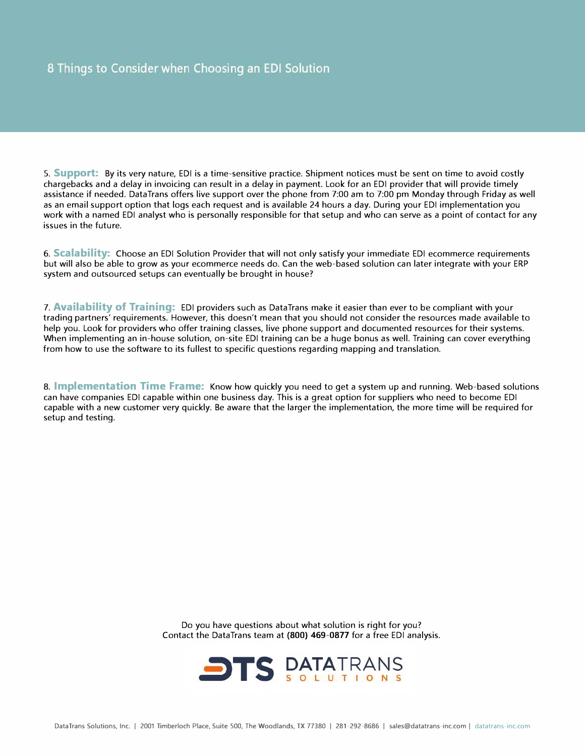5. **Support:** By its very nature, EDI is a time-sensitive practice. Shipment notices must be sent on time to avoid costly chargebacks and a delay in invoicing can result in a delay in payment. Look for an EDI provider that will provide timely assistance if needed. DataTrans offers live support over the phone from 7:00 am to 7:00 pm Monday through Friday as well as an email support option that logs each request and is available 24 hours a day. During your EDI implementation you work with a named EDI analyst who is personally responsible for that setup and who can serve as a point of contact for any issues in the future.

6. **Scalability:** Choose an EDI Solution Provider that will not only satisfy your immediate EDI ecommerce requirements but will also be able to grow as your ecommerce needs do. Can the web-based solution can later integrate with your ERP system and outsourced setups can eventually be brought in house?

7. **Availability of Training:** EDI providers such as DataTrans make it easier than ever to be compliant with your trading partners' requirements. However, this doesn't mean that you should not consider the resources made available to help you. Look for providers who offer training classes, live phone support and documented resources for their systems. When implementing an in-house solution, on-site EDI training can be a huge bonus as well. Training can cover everything from how to use the software to its fullest to specific questions regarding mapping and translation.

8. **Implementation Time Frame:** Know how quickly you need to get a system up and running. Web-based solutions can have companies EDI capable within one business day. This is a great option for suppliers who need to become EDI capable with a new customer very quickly. Be aware that the larger the implementation, the more time will be required for setup and testing.

Do you have questions about what solution is right for you?
Contact the DataTrans team at **(800) 469-0877** for a free EDI analysis.

DTS DATATRANS SOLUTIONS

DataTrans Solutions, Inc. | 2001 Timberloch Place, Suite 500, The Woodlands, TX 77380 | 281-292-8686 | sales@datatrans-inc.com | datatrans-inc.com